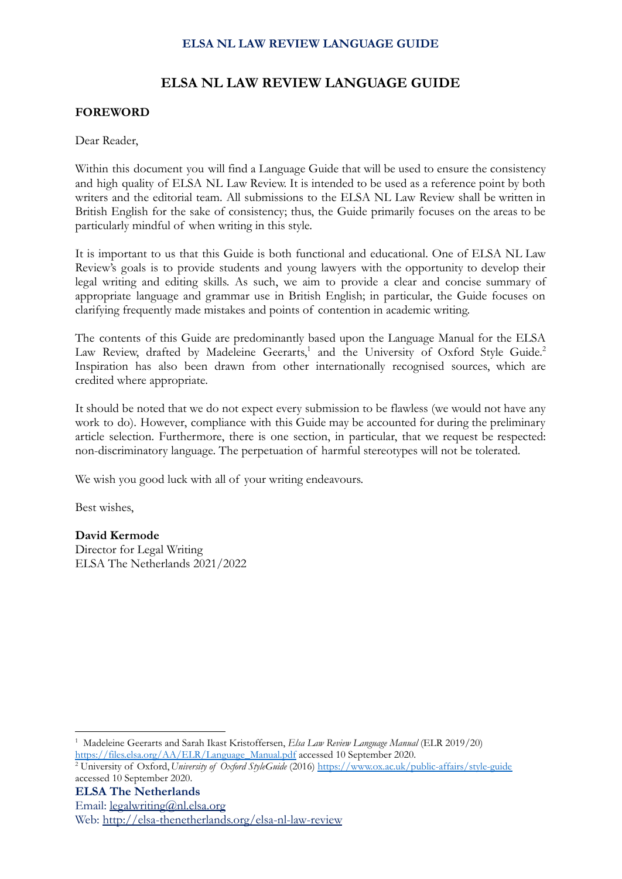# ELSA NL LAW REVIEW LANGUAGE GUIDE

## FOREWORD

Dear Reader,

Within this document you will find a Language Guide that will be used to ensure the consistency and high quality of ELSA NL Law Review. It is intended to be used as a reference point by both writers and the editorial team. All submissions to the ELSA NL Law Review shall be written in British English for the sake of consistency; thus, the Guide primarily focuses on the areas to be particularly mindful of when writing in this style.

It is important to us that this Guide is both functional and educational. One of ELSA NL Law Review's goals is to provide students and young lawyers with the opportunity to develop their legal writing and editing skills. As such, we aim to provide a clear and concise summary of appropriate language and grammar use in British English; in particular, the Guide focuses on clarifying frequently made mistakes and points of contention in academic writing.

The contents of this Guide are predominantly based upon the Language Manual for the ELSA Law Review, drafted by Madeleine Geerarts,[1] and the University of Oxford Style Guide.[2] Inspiration has also been drawn from other internationally recognised sources, which are credited where appropriate.

It should be noted that we do not expect every submission to be flawless (we would not have any work to do). However, compliance with this Guide may be accounted for during the preliminary article selection. Furthermore, there is one section, in particular, that we request be respected: non-discriminatory language. The perpetuation of harmful stereotypes will not be tolerated.

We wish you good luck with all of your writing endeavours.

Best wishes,

**David Kermode**
Director for Legal Writing
ELSA The Netherlands 2021/2022

---

[1] Madeleine Geerarts and Sarah Ikast Kristoffersen, *Elsa Law Review Language Manual* (ELR 2019/20) https://files.elsa.org/AA/ELR/Language_Manual.pdf accessed 10 September 2020.

[2] University of Oxford, *University of Oxford StyleGuide* (2016) https://www.ox.ac.uk/public-affairs/style-guide accessed 10 September 2020.

**ELSA The Netherlands**
Email: legalwriting@nl.elsa.org
Web: http://elsa-thenetherlands.org/elsa-nl-law-review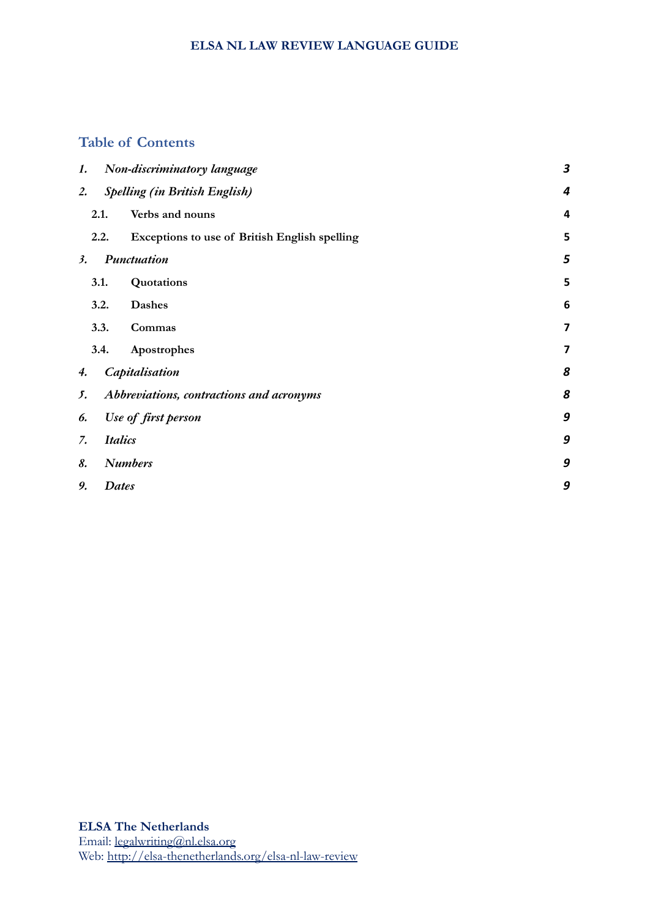## Table of Contents

| | | |
|---|---|---|
| *1.* | *Non-discriminatory language* | *3* |
| *2.* | *Spelling (in British English)* | *4* |
| 2.1. | **Verbs and nouns** | **4** |
| 2.2. | **Exceptions to use of British English spelling** | **5** |
| *3.* | *Punctuation* | *5* |
| 3.1. | **Quotations** | **5** |
| 3.2. | **Dashes** | **6** |
| 3.3. | **Commas** | **7** |
| 3.4. | **Apostrophes** | **7** |
| *4.* | *Capitalisation* | *8* |
| *5.* | *Abbreviations, contractions and acronyms* | *8* |
| *6.* | *Use of first person* | *9* |
| *7.* | *Italics* | *9* |
| *8.* | *Numbers* | *9* |
| *9.* | *Dates* | *9* |

**ELSA The Netherlands**
Email: legalwriting@nl.elsa.org
Web: http://elsa-thenetherlands.org/elsa-nl-law-review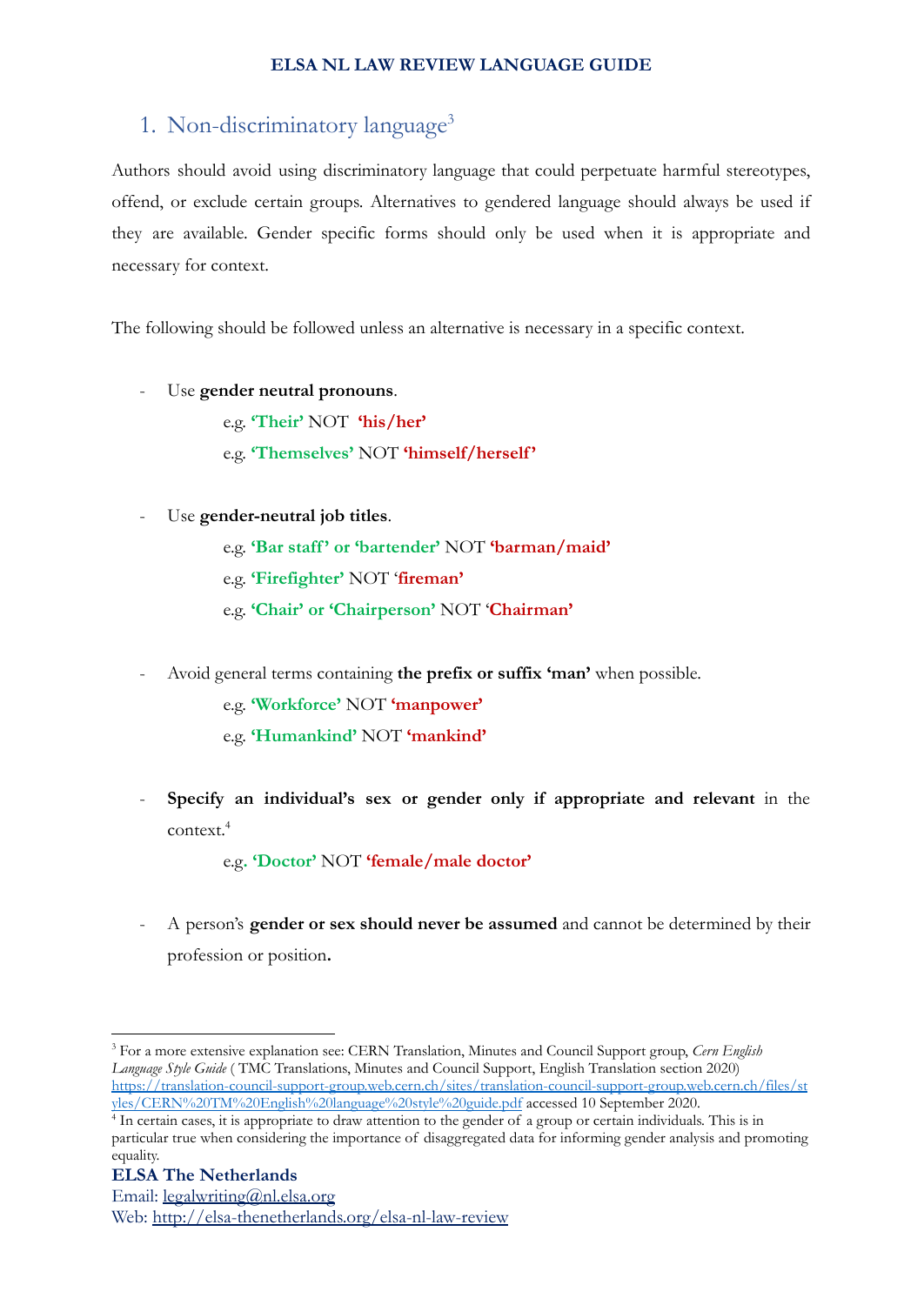## 1. Non-discriminatory language[3]

Authors should avoid using discriminatory language that could perpetuate harmful stereotypes, offend, or exclude certain groups. Alternatives to gendered language should always be used if they are available. Gender specific forms should only be used when it is appropriate and necessary for context.

The following should be followed unless an alternative is necessary in a specific context.

- Use **gender neutral pronouns**.
  - e.g. **'Their'** NOT **'his/her'**
  - e.g. **'Themselves'** NOT **'himself/herself'**

- Use **gender-neutral job titles**.
  - e.g. **'Bar staff' or 'bartender'** NOT **'barman/maid'**
  - e.g. **'Firefighter'** NOT **'fireman'**
  - e.g. **'Chair' or 'Chairperson'** NOT **'Chairman'**

- Avoid general terms containing **the prefix or suffix 'man'** when possible.
  - e.g. **'Workforce'** NOT **'manpower'**
  - e.g. **'Humankind'** NOT **'mankind'**

- **Specify an individual's sex or gender only if appropriate and relevant** in the context.[4]
  - e.g. **'Doctor'** NOT **'female/male doctor'**

- A person's **gender or sex should never be assumed** and cannot be determined by their profession or position**.**

---

[3] For a more extensive explanation see: CERN Translation, Minutes and Council Support group, *Cern English Language Style Guide* ( TMC Translations, Minutes and Council Support, English Translation section 2020) https://translation-council-support-group.web.cern.ch/sites/translation-council-support-group.web.cern.ch/files/styles/CERN%20TM%20English%20language%20style%20guide.pdf accessed 10 September 2020.

[4] In certain cases, it is appropriate to draw attention to the gender of a group or certain individuals. This is in particular true when considering the importance of disaggregated data for informing gender analysis and promoting equality.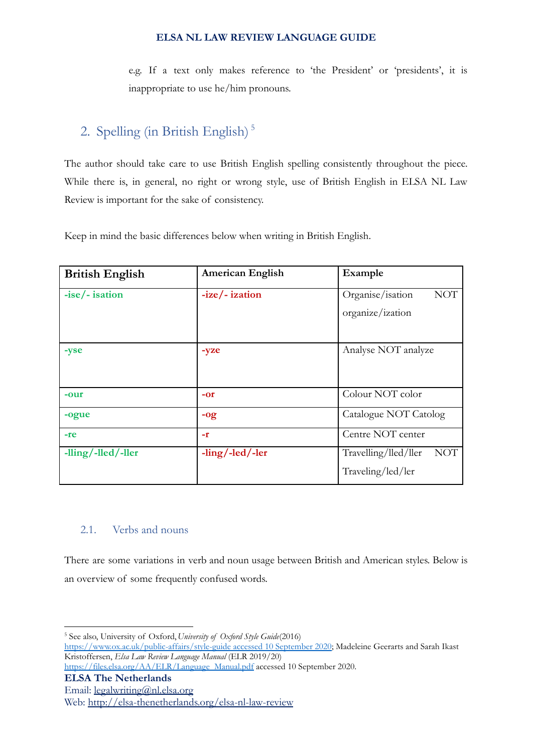e.g. If a text only makes reference to 'the President' or 'presidents', it is inappropriate to use he/him pronouns.

## 2. Spelling (in British English) [5]

The author should take care to use British English spelling consistently throughout the piece. While there is, in general, no right or wrong style, use of British English in ELSA NL Law Review is important for the sake of consistency.

Keep in mind the basic differences below when writing in British English.

| British English | American English | Example |
|---|---|---|
| **-ise/- isation** | **-ize/- ization** | Organise/isation NOT organize/ization |
| **-yse** | **-yze** | Analyse NOT analyze |
| **-our** | **-or** | Colour NOT color |
| **-ogue** | **-og** | Catalogue NOT Catolog |
| **-re** | **-r** | Centre NOT center |
| **-lling/-lled/-ller** | **-ling/-led/-ler** | Travelling/lled/ller NOT Traveling/led/ler |

### 2.1. Verbs and nouns

There are some variations in verb and noun usage between British and American styles. Below is an overview of some frequently confused words.

---

[5] See also, University of Oxford, *University of Oxford Style Guide* (2016) https://www.ox.ac.uk/public-affairs/style-guide accessed 10 September 2020; Madeleine Geerarts and Sarah Ikast Kristoffersen, *Elsa Law Review Language Manual* (ELR 2019/20) https://files.elsa.org/AA/ELR/Language_Manual.pdf accessed 10 September 2020.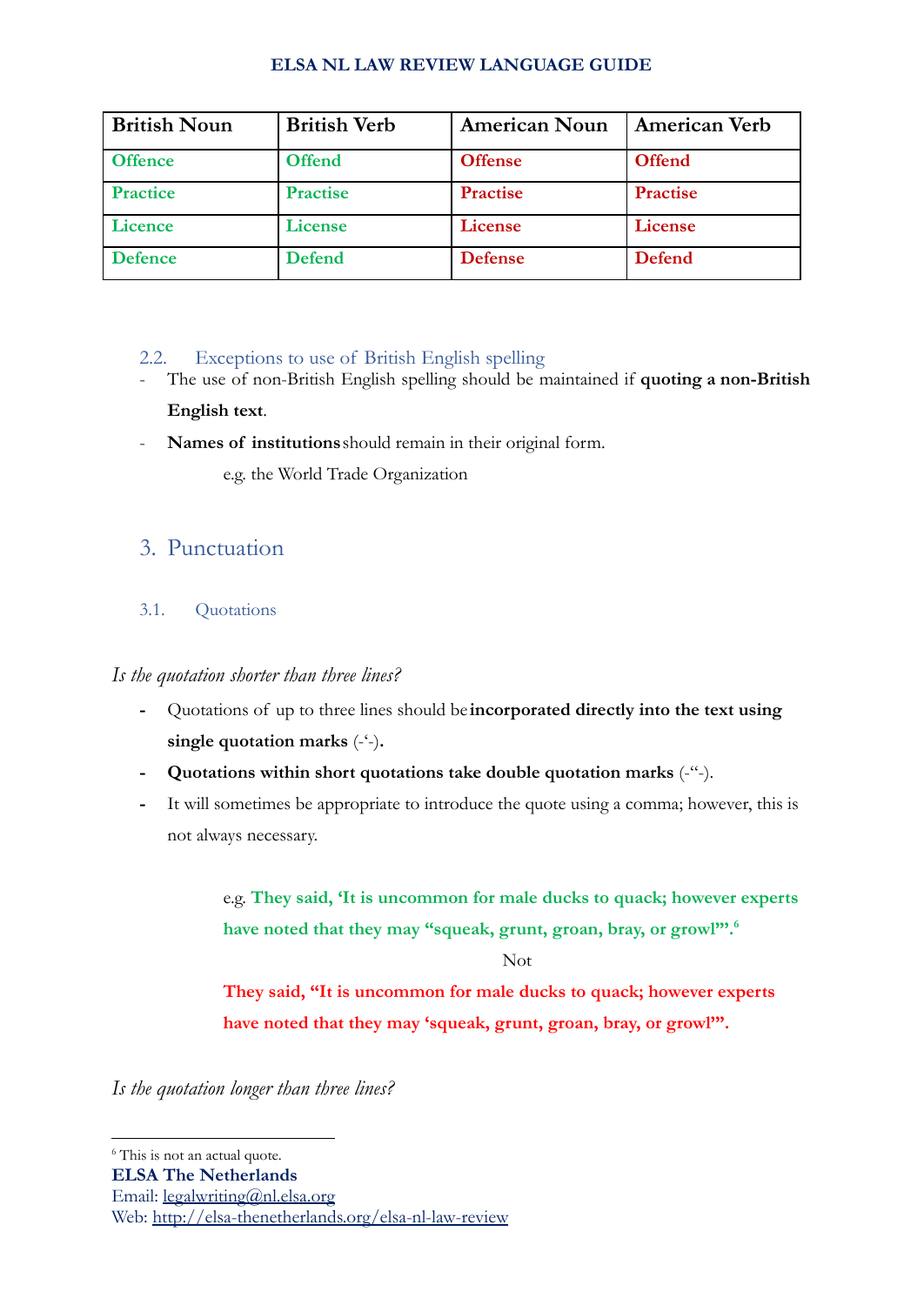| British Noun | British Verb | American Noun | American Verb |
|---|---|---|---|
| **Offence** | **Offend** | **Offense** | **Offend** |
| **Practice** | **Practise** | **Practise** | **Practise** |
| **Licence** | **License** | **License** | **License** |
| **Defence** | **Defend** | **Defense** | **Defend** |

### 2.2. Exceptions to use of British English spelling

- The use of non-British English spelling should be maintained if **quoting a non-British English text**.
- **Names of institutions** should remain in their original form.

  e.g. the World Trade Organization

## 3. Punctuation

### 3.1. Quotations

*Is the quotation shorter than three lines?*

- Quotations of up to three lines should be **incorporated directly into the text using single quotation marks** (-‘-)**.**
- **Quotations within short quotations take double quotation marks** (-“-).
- It will sometimes be appropriate to introduce the quote using a comma; however, this is not always necessary.

  e.g. **They said, ‘It is uncommon for male ducks to quack; however experts have noted that they may “squeak, grunt, groan, bray, or growl”’.**[6]

  Not

  **They said, “It is uncommon for male ducks to quack; however experts have noted that they may ‘squeak, grunt, groan, bray, or growl’”.**

*Is the quotation longer than three lines?*

---

[6] This is not an actual quote.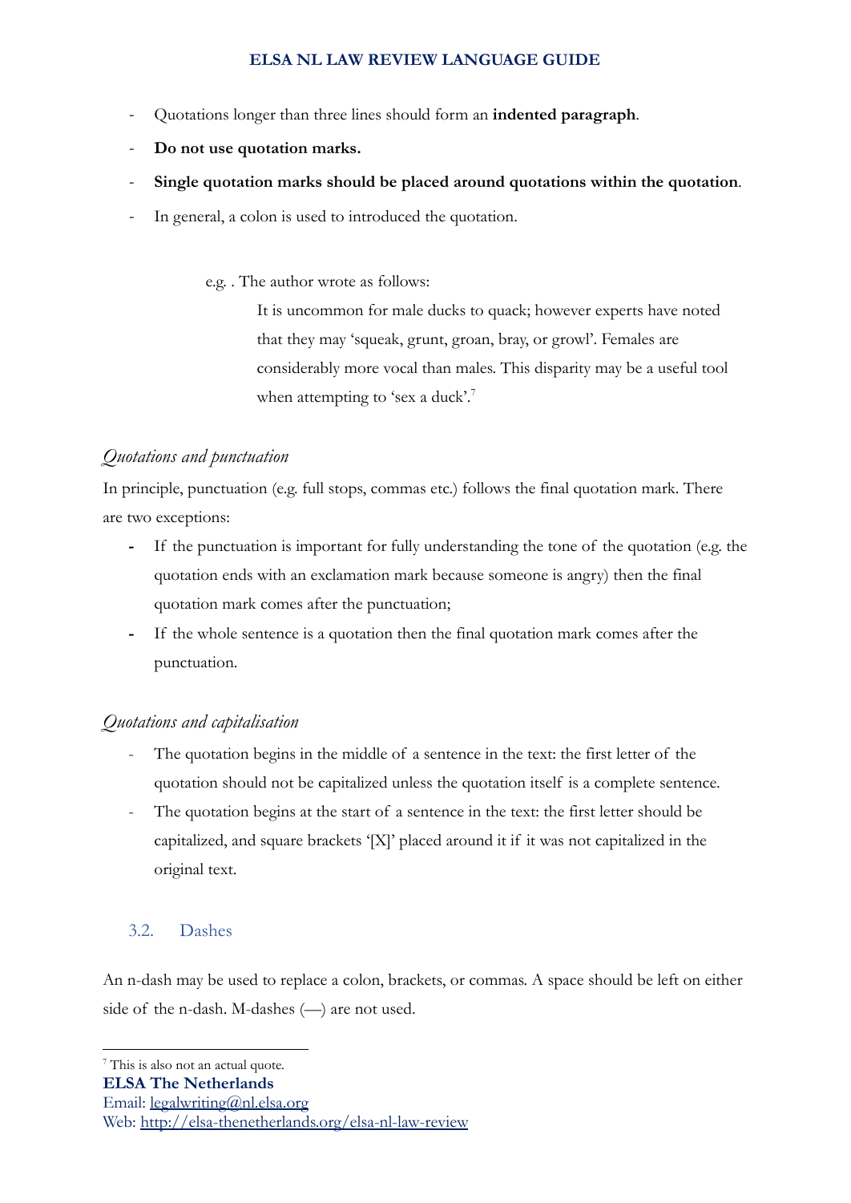- Quotations longer than three lines should form an **indented paragraph**.
- **Do not use quotation marks.**
- **Single quotation marks should be placed around quotations within the quotation**.
- In general, a colon is used to introduced the quotation.

> e.g. . The author wrote as follows:
>
>> It is uncommon for male ducks to quack; however experts have noted that they may 'squeak, grunt, groan, bray, or growl'. Females are considerably more vocal than males. This disparity may be a useful tool when attempting to 'sex a duck'.[7]

### *Quotations and punctuation*

In principle, punctuation (e.g. full stops, commas etc.) follows the final quotation mark. There are two exceptions:

- If the punctuation is important for fully understanding the tone of the quotation (e.g. the quotation ends with an exclamation mark because someone is angry) then the final quotation mark comes after the punctuation;
- If the whole sentence is a quotation then the final quotation mark comes after the punctuation.

### *Quotations and capitalisation*

- The quotation begins in the middle of a sentence in the text: the first letter of the quotation should not be capitalized unless the quotation itself is a complete sentence.
- The quotation begins at the start of a sentence in the text: the first letter should be capitalized, and square brackets '[X]' placed around it if it was not capitalized in the original text.

## 3.2. Dashes

An n-dash may be used to replace a colon, brackets, or commas. A space should be left on either side of the n-dash. M-dashes (—) are not used.

---

[7] This is also not an actual quote.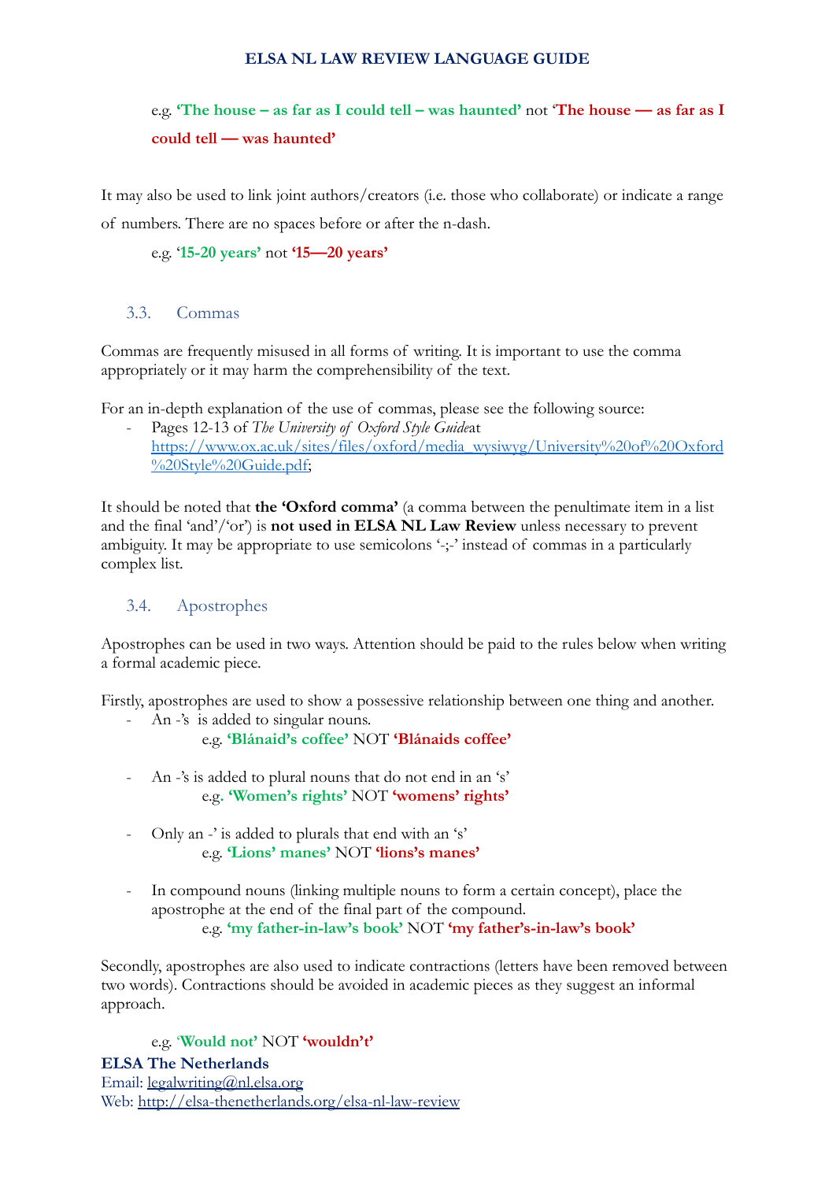e.g. **'The house – as far as I could tell – was haunted'** not **'The house — as far as I could tell — was haunted'**

It may also be used to link joint authors/creators (i.e. those who collaborate) or indicate a range of numbers. There are no spaces before or after the n-dash.

e.g. **'15-20 years'** not **'15—20 years'**

### 3.3. Commas

Commas are frequently misused in all forms of writing. It is important to use the comma appropriately or it may harm the comprehensibility of the text.

For an in-depth explanation of the use of commas, please see the following source:

- Pages 12-13 of *The University of Oxford Style Guide*at https://www.ox.ac.uk/sites/files/oxford/media_wysiwyg/University%20of%20Oxford%20Style%20Guide.pdf;

It should be noted that **the 'Oxford comma'** (a comma between the penultimate item in a list and the final 'and'/'or') is **not used in ELSA NL Law Review** unless necessary to prevent ambiguity. It may be appropriate to use semicolons '-;-' instead of commas in a particularly complex list.

### 3.4. Apostrophes

Apostrophes can be used in two ways. Attention should be paid to the rules below when writing a formal academic piece.

Firstly, apostrophes are used to show a possessive relationship between one thing and another.

- An -'s is added to singular nouns.
  e.g. **'Blánaid's coffee'** NOT **'Blánaids coffee'**
- An -'s is added to plural nouns that do not end in an 's'
  e.g. **'Women's rights'** NOT **'womens' rights'**
- Only an -' is added to plurals that end with an 's'
  e.g. **'Lions' manes'** NOT **'lions's manes'**
- In compound nouns (linking multiple nouns to form a certain concept), place the apostrophe at the end of the final part of the compound.
  e.g. **'my father-in-law's book'** NOT **'my father's-in-law's book'**

Secondly, apostrophes are also used to indicate contractions (letters have been removed between two words). Contractions should be avoided in academic pieces as they suggest an informal approach.

e.g. **'Would not'** NOT **'wouldn't'**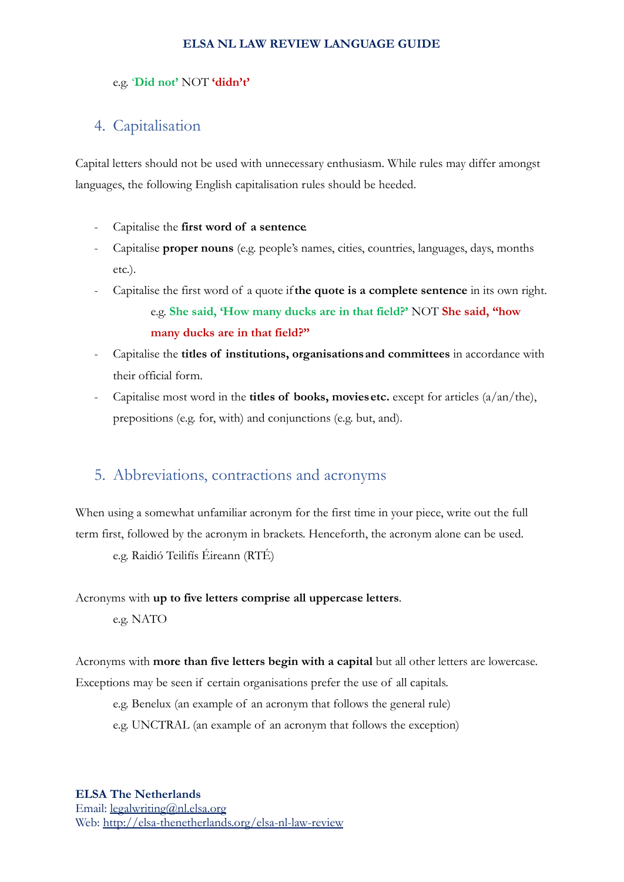e.g. '**Did not**' NOT **'didn't'**

## 4. Capitalisation

Capital letters should not be used with unnecessary enthusiasm. While rules may differ amongst languages, the following English capitalisation rules should be heeded.

- Capitalise the **first word of a sentence**
- Capitalise **proper nouns** (e.g. people's names, cities, countries, languages, days, months etc.).
- Capitalise the first word of a quote if **the quote is a complete sentence** in its own right.

  e.g. **She said, 'How many ducks are in that field?'** NOT **She said, "how many ducks are in that field?"**
- Capitalise the **titles of institutions, organisations and committees** in accordance with their official form.
- Capitalise most word in the **titles of books, movies etc.** except for articles (a/an/the), prepositions (e.g. for, with) and conjunctions (e.g. but, and).

## 5. Abbreviations, contractions and acronyms

When using a somewhat unfamiliar acronym for the first time in your piece, write out the full term first, followed by the acronym in brackets. Henceforth, the acronym alone can be used.

e.g. Raidió Teilifís Éireann (RTÉ)

Acronyms with **up to five letters comprise all uppercase letters**.

e.g. NATO

Acronyms with **more than five letters begin with a capital** but all other letters are lowercase. Exceptions may be seen if certain organisations prefer the use of all capitals.

e.g. Benelux (an example of an acronym that follows the general rule)

e.g. UNCTRAL (an example of an acronym that follows the exception)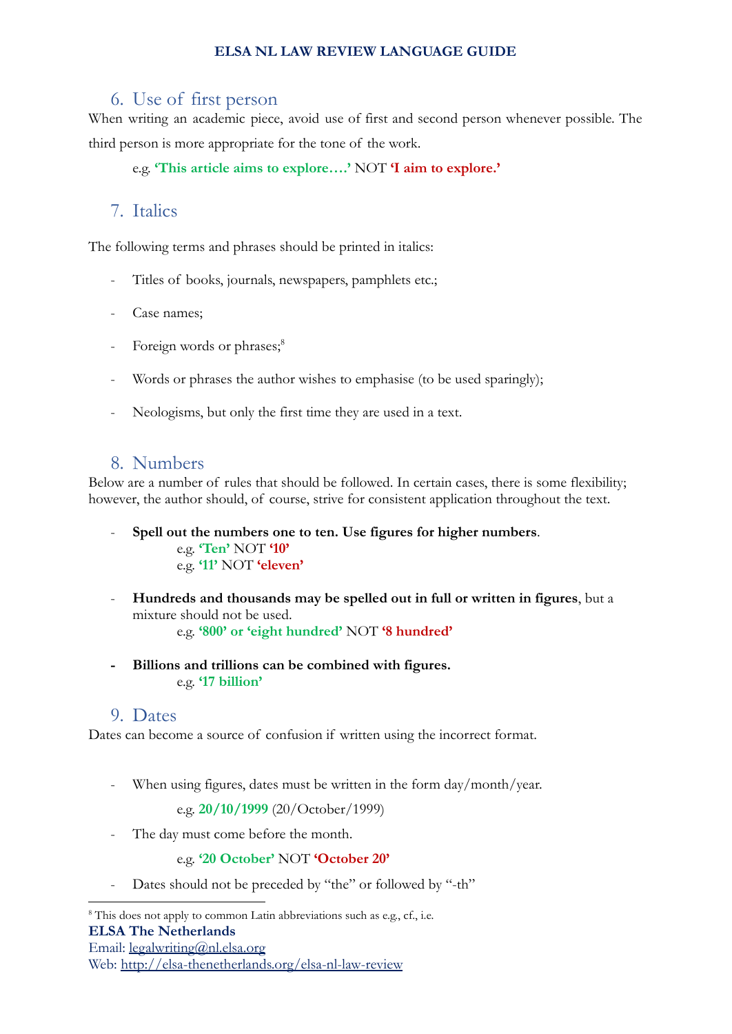## 6. Use of first person

When writing an academic piece, avoid use of first and second person whenever possible. The third person is more appropriate for the tone of the work.

e.g. **'This article aims to explore….'** NOT **'I aim to explore.'**

## 7. Italics

The following terms and phrases should be printed in italics:

- Titles of books, journals, newspapers, pamphlets etc.;
- Case names;
- Foreign words or phrases;[8]
- Words or phrases the author wishes to emphasise (to be used sparingly);
- Neologisms, but only the first time they are used in a text.

## 8. Numbers

Below are a number of rules that should be followed. In certain cases, there is some flexibility; however, the author should, of course, strive for consistent application throughout the text.

- **Spell out the numbers one to ten. Use figures for higher numbers**.
  - e.g. **'Ten'** NOT **'10'**
  - e.g. **'11'** NOT **'eleven'**
- **Hundreds and thousands may be spelled out in full or written in figures**, but a mixture should not be used.
  - e.g. **'800' or 'eight hundred'** NOT **'8 hundred'**
- **Billions and trillions can be combined with figures.**
  - e.g. **'17 billion'**

## 9. Dates

Dates can become a source of confusion if written using the incorrect format.

- When using figures, dates must be written in the form day/month/year.
  - e.g. **20/10/1999** (20/October/1999)
- The day must come before the month.
  - e.g. **'20 October'** NOT **'October 20'**
- Dates should not be preceded by "the" or followed by "-th"

[8] This does not apply to common Latin abbreviations such as e.g., cf., i.e.

**ELSA The Netherlands**
Email: legalwriting@nl.elsa.org
Web: http://elsa-thenetherlands.org/elsa-nl-law-review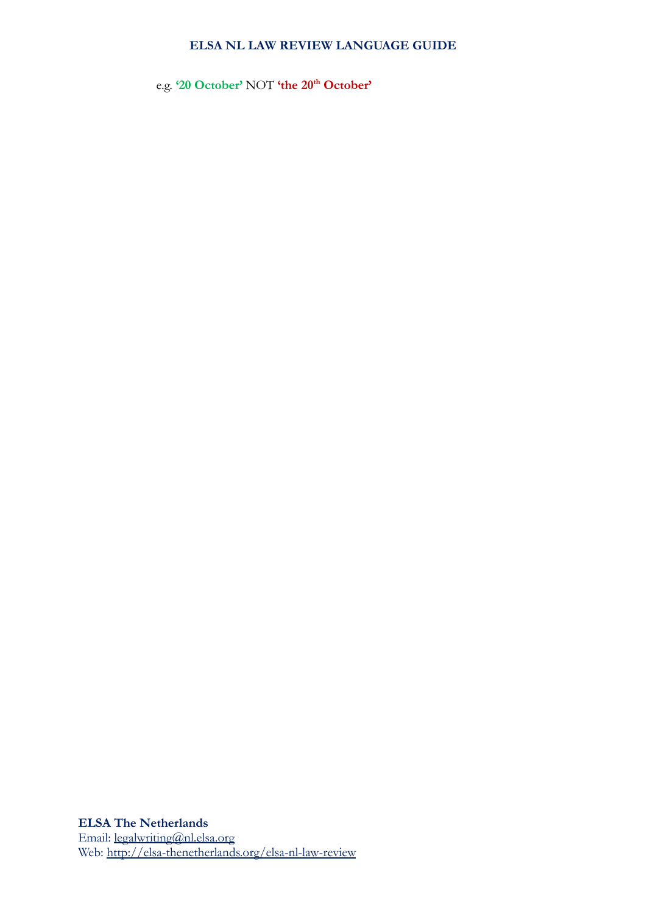e.g. **'20 October'** NOT **'the 20th October'**

**ELSA The Netherlands**
Email: legalwriting@nl.elsa.org
Web: http://elsa-thenetherlands.org/elsa-nl-law-review